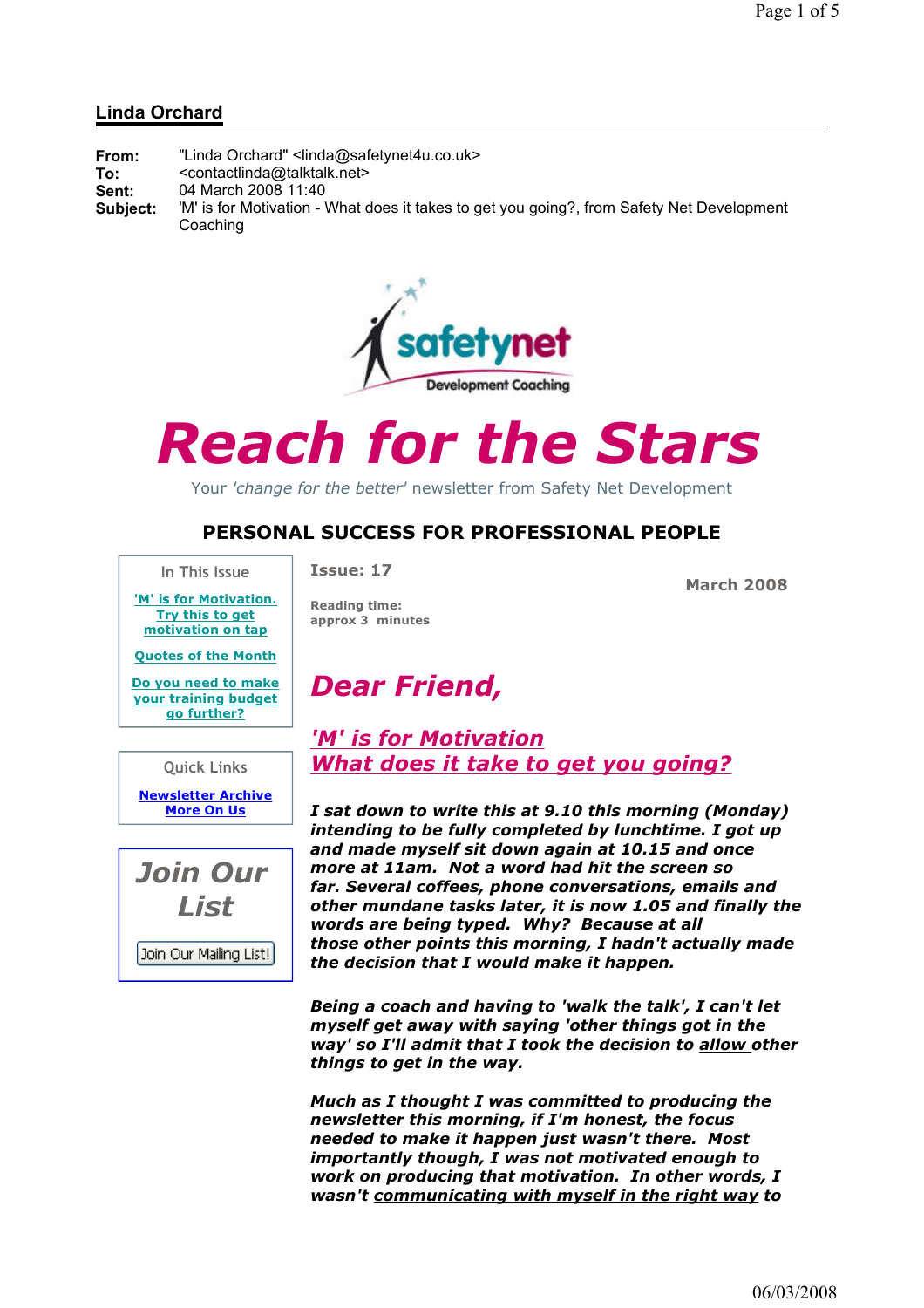## Linda Orchard

**From:** "Linda Orchard" <linda@safetynet4u.co.uk>
**To:** <contactlinda@talktalk.net>
**Sent:** 04 March 2008 11:40
**Subject:** 'M' is for Motivation - What does it takes to get you going?, from Safety Net Development Coaching

safetynet
Development Coaching

# Reach for the Stars

Your *'change for the better'* newsletter from Safety Net Development

### PERSONAL SUCCESS FOR PROFESSIONAL PEOPLE

In This Issue

'M' is for Motivation. Try this to get motivation on tap

Quotes of the Month

Do you need to make your training budget go further?

Quick Links

Newsletter Archive
More On Us

**Join Our List**

Join Our Mailing List!

**Issue: 17**

**March 2008**

**Reading time: approx 3 minutes**

## *Dear Friend,*

## *'M' is for Motivation*
## *What does it take to get you going?*

***I sat down to write this at 9.10 this morning (Monday) intending to be fully completed by lunchtime. I got up and made myself sit down again at 10.15 and once more at 11am. Not a word had hit the screen so far. Several coffees, phone conversations, emails and other mundane tasks later, it is now 1.05 and finally the words are being typed. Why? Because at all those other points this morning, I hadn't actually made the decision that I would make it happen.***

***Being a coach and having to 'walk the talk', I can't let myself get away with saying 'other things got in the way' so I'll admit that I took the decision to allow other things to get in the way.***

***Much as I thought I was committed to producing the newsletter this morning, if I'm honest, the focus needed to make it happen just wasn't there. Most importantly though, I was not motivated enough to work on producing that motivation. In other words, I wasn't communicating with myself in the right way to***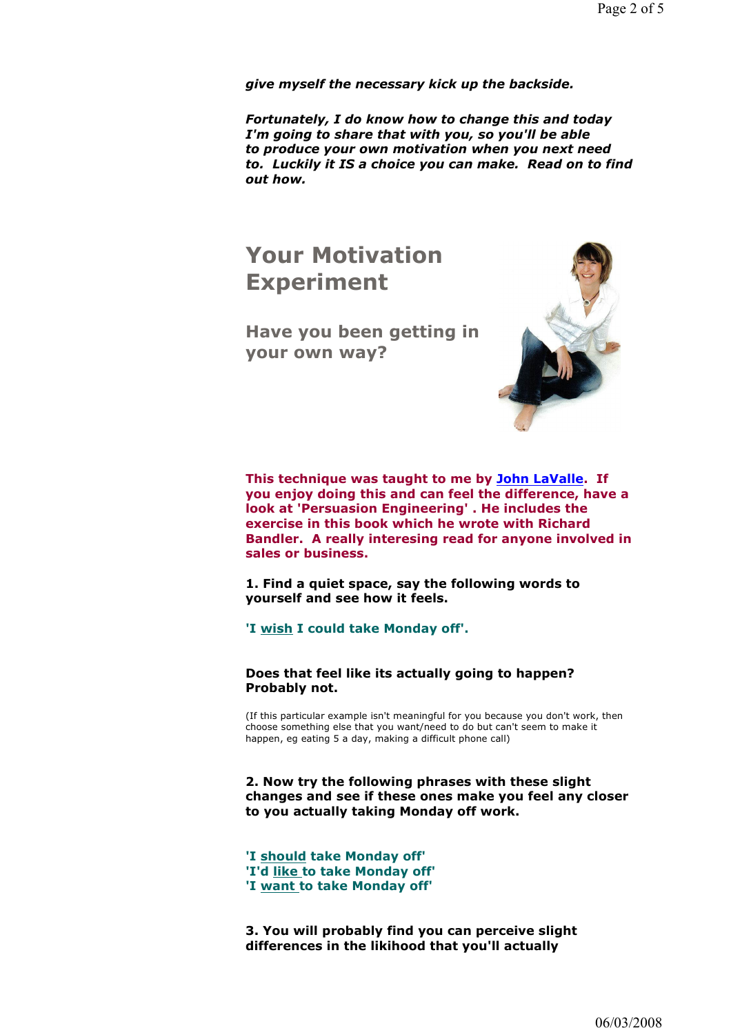***give myself the necessary kick up the backside.***

***Fortunately, I do know how to change this and today I'm going to share that with you, so you'll be able to produce your own motivation when you next need to. Luckily it IS a choice you can make. Read on to find out how.***

## Your Motivation Experiment

### Have you been getting in your own way?

**This technique was taught to me by John LaValle. If you enjoy doing this and can feel the difference, have a look at 'Persuasion Engineering' . He includes the exercise in this book which he wrote with Richard Bandler. A really interesing read for anyone involved in sales or business.**

**1. Find a quiet space, say the following words to yourself and see how it feels.**

**'I wish I could take Monday off'.**

**Does that feel like its actually going to happen? Probably not.**

(If this particular example isn't meaningful for you because you don't work, then choose something else that you want/need to do but can't seem to make it happen, eg eating 5 a day, making a difficult phone call)

**2. Now try the following phrases with these slight changes and see if these ones make you feel any closer to you actually taking Monday off work.**

**'I should take Monday off'**
**'I'd like to take Monday off'**
**'I want to take Monday off'**

**3. You will probably find you can perceive slight differences in the likihood that you'll actually**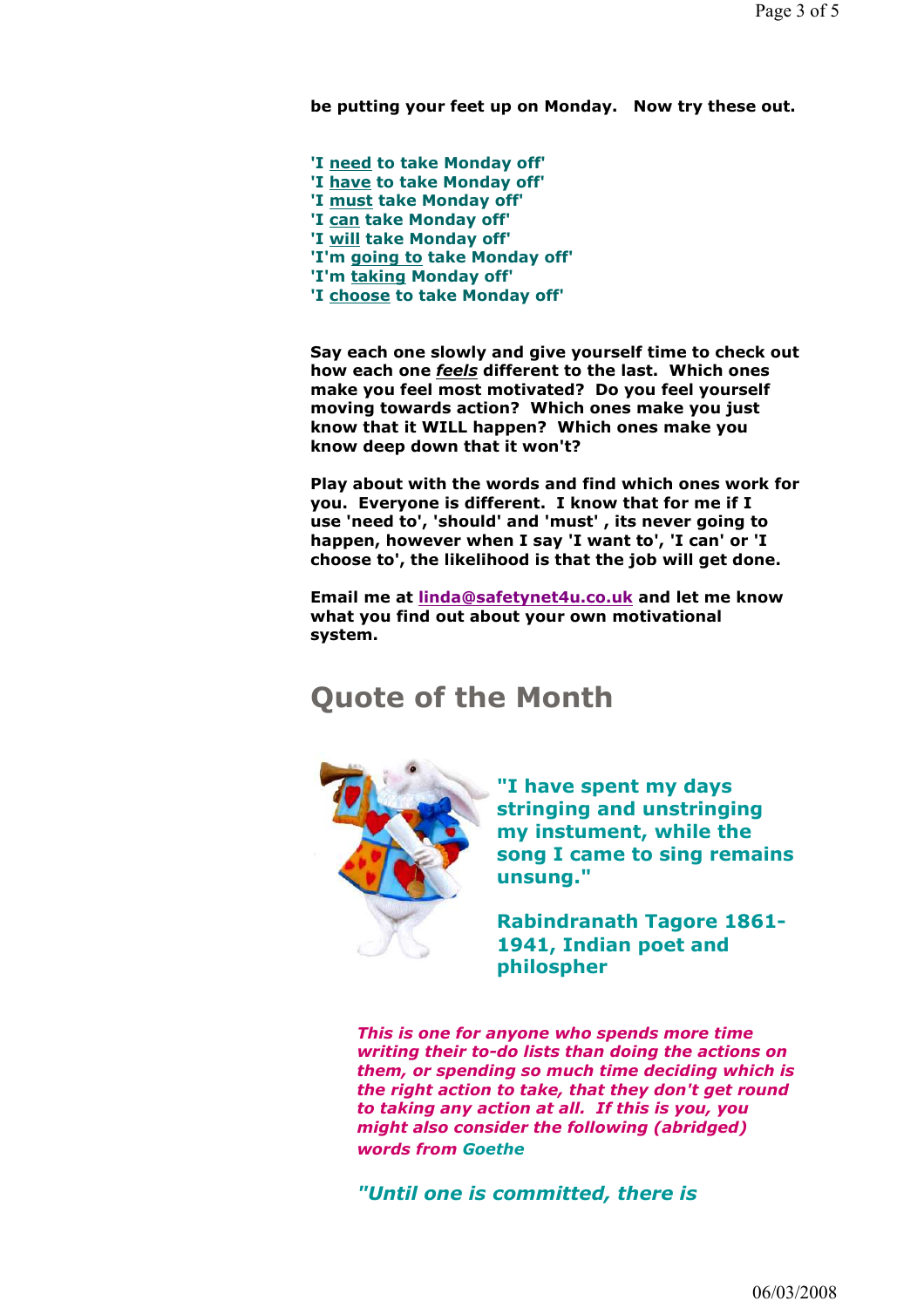**be putting your feet up on Monday. Now try these out.**

**'I need to take Monday off'**
**'I have to take Monday off'**
**'I must take Monday off'**
**'I can take Monday off'**
**'I will take Monday off'**
**'I'm going to take Monday off'**
**'I'm taking Monday off'**
**'I choose to take Monday off'**

**Say each one slowly and give yourself time to check out how each one *feels* different to the last. Which ones make you feel most motivated? Do you feel yourself moving towards action? Which ones make you just know that it WILL happen? Which ones make you know deep down that it won't?**

**Play about with the words and find which ones work for you. Everyone is different. I know that for me if I use 'need to', 'should' and 'must' , its never going to happen, however when I say 'I want to', 'I can' or 'I choose to', the likelihood is that the job will get done.**

**Email me at linda@safetynet4u.co.uk and let me know what you find out about your own motivational system.**

## Quote of the Month

**"I have spent my days stringing and unstringing my instument, while the song I came to sing remains unsung."**

**Rabindranath Tagore 1861-1941, Indian poet and philospher**

***This is one for anyone who spends more time writing their to-do lists than doing the actions on them, or spending so much time deciding which is the right action to take, that they don't get round to taking any action at all. If this is you, you might also consider the following (abridged) words from Goethe***

***"Until one is committed, there is***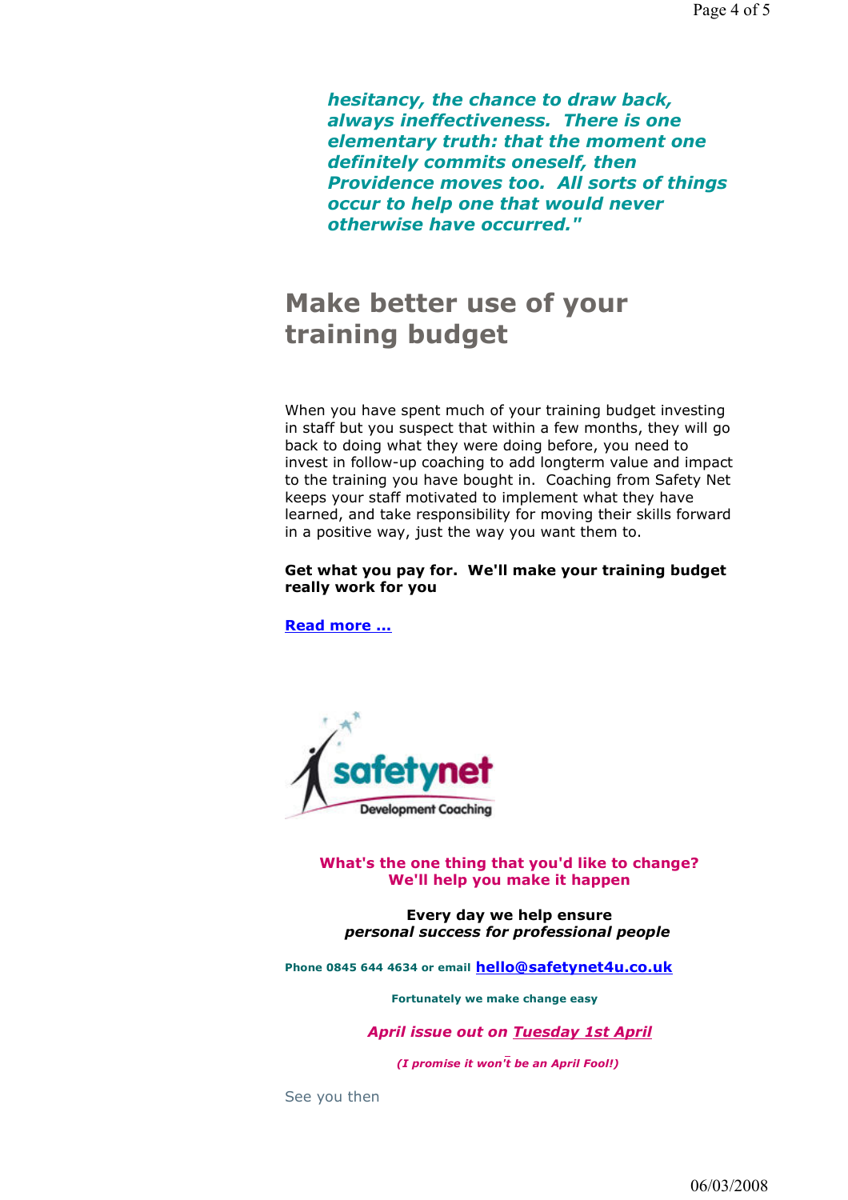***hesitancy, the chance to draw back, always ineffectiveness. There is one elementary truth: that the moment one definitely commits oneself, then Providence moves too. All sorts of things occur to help one that would never otherwise have occurred."***

## Make better use of your training budget

When you have spent much of your training budget investing in staff but you suspect that within a few months, they will go back to doing what they were doing before, you need to invest in follow-up coaching to add longterm value and impact to the training you have bought in. Coaching from Safety Net keeps your staff motivated to implement what they have learned, and take responsibility for moving their skills forward in a positive way, just the way you want them to.

**Get what you pay for. We'll make your training budget really work for you**

**Read more ...**

safetynet
Development Coaching

**What's the one thing that you'd like to change?**
**We'll help you make it happen**

**Every day we help ensure**
***personal success for professional people***

**Phone 0845 644 4634 or email hello@safetynet4u.co.uk**

**Fortunately we make change easy**

***April issue out on Tuesday 1st April***

***(I promise it won't be an April Fool!)***

See you then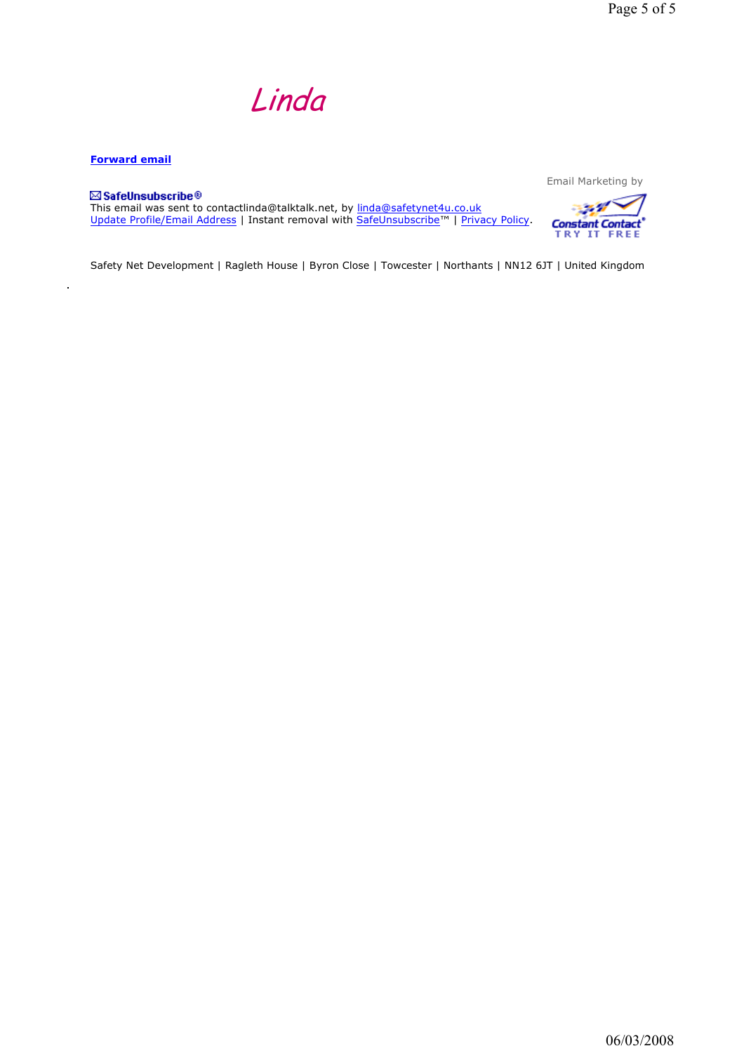*Linda*

**Forward email**

Email Marketing by

SafeUnsubscribe®
This email was sent to contactlinda@talktalk.net, by linda@safetynet4u.co.uk
Update Profile/Email Address | Instant removal with SafeUnsubscribe™ | Privacy Policy.

Constant Contact
TRY IT FREE

Safety Net Development | Ragleth House | Byron Close | Towcester | Northants | NN12 6JT | United Kingdom